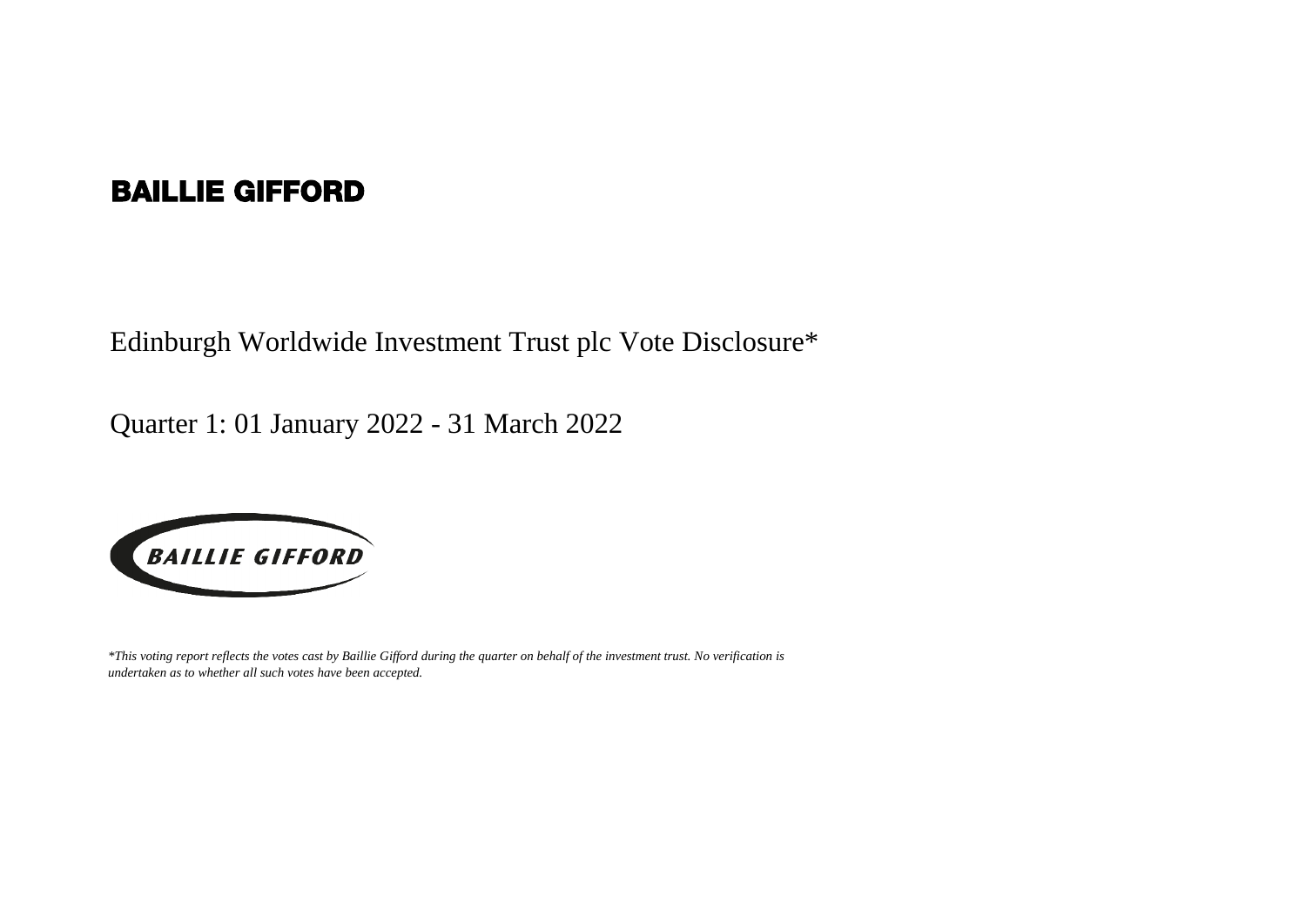# BAILLIE GIFFORD

Edinburgh Worldwide Investment Trust plc Vote Disclosure*

Quarter 1: 01 January 2022 - 31 March 2022

*\*This voting report reflects the votes cast by Baillie Gifford during the quarter on behalf of the investment trust. No verification is undertaken as to whether all such votes have been accepted.*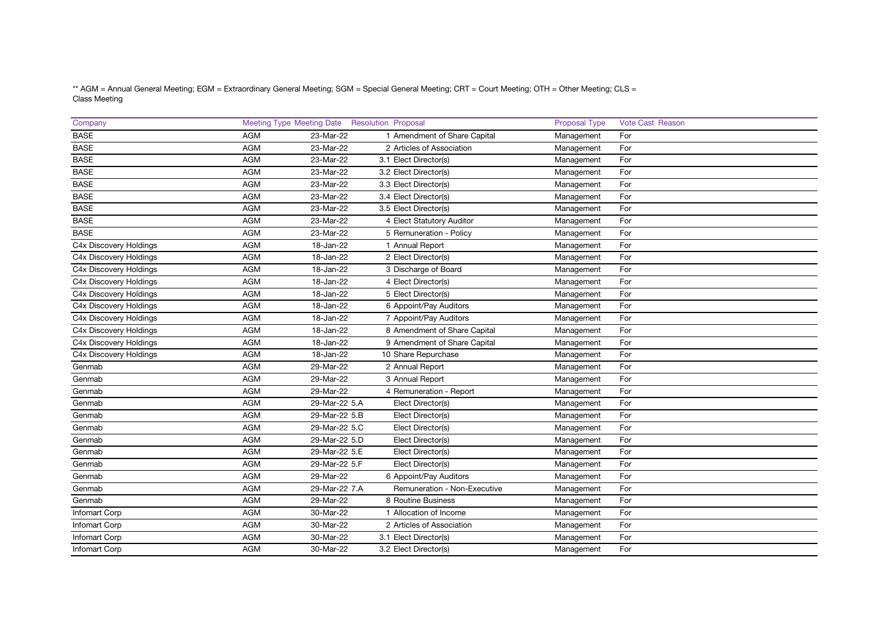** AGM = Annual General Meeting; EGM = Extraordinary General Meeting; SGM = Special General Meeting; CRT = Court Meeting; OTH = Other Meeting; CLS = Class Meeting

| Company | Meeting Type | Meeting Date | Resolution | Proposal | Proposal Type | Vote Cast | Reason |
|---|---|---|---|---|---|---|---|
| BASE | AGM | 23-Mar-22 | 1 | Amendment of Share Capital | Management | For | |
| BASE | AGM | 23-Mar-22 | 2 | Articles of Association | Management | For | |
| BASE | AGM | 23-Mar-22 | 3.1 | Elect Director(s) | Management | For | |
| BASE | AGM | 23-Mar-22 | 3.2 | Elect Director(s) | Management | For | |
| BASE | AGM | 23-Mar-22 | 3.3 | Elect Director(s) | Management | For | |
| BASE | AGM | 23-Mar-22 | 3.4 | Elect Director(s) | Management | For | |
| BASE | AGM | 23-Mar-22 | 3.5 | Elect Director(s) | Management | For | |
| BASE | AGM | 23-Mar-22 | 4 | Elect Statutory Auditor | Management | For | |
| BASE | AGM | 23-Mar-22 | 5 | Remuneration - Policy | Management | For | |
| C4x Discovery Holdings | AGM | 18-Jan-22 | 1 | Annual Report | Management | For | |
| C4x Discovery Holdings | AGM | 18-Jan-22 | 2 | Elect Director(s) | Management | For | |
| C4x Discovery Holdings | AGM | 18-Jan-22 | 3 | Discharge of Board | Management | For | |
| C4x Discovery Holdings | AGM | 18-Jan-22 | 4 | Elect Director(s) | Management | For | |
| C4x Discovery Holdings | AGM | 18-Jan-22 | 5 | Elect Director(s) | Management | For | |
| C4x Discovery Holdings | AGM | 18-Jan-22 | 6 | Appoint/Pay Auditors | Management | For | |
| C4x Discovery Holdings | AGM | 18-Jan-22 | 7 | Appoint/Pay Auditors | Management | For | |
| C4x Discovery Holdings | AGM | 18-Jan-22 | 8 | Amendment of Share Capital | Management | For | |
| C4x Discovery Holdings | AGM | 18-Jan-22 | 9 | Amendment of Share Capital | Management | For | |
| C4x Discovery Holdings | AGM | 18-Jan-22 | 10 | Share Repurchase | Management | For | |
| Genmab | AGM | 29-Mar-22 | 2 | Annual Report | Management | For | |
| Genmab | AGM | 29-Mar-22 | 3 | Annual Report | Management | For | |
| Genmab | AGM | 29-Mar-22 | 4 | Remuneration - Report | Management | For | |
| Genmab | AGM | 29-Mar-22 | 5.A | Elect Director(s) | Management | For | |
| Genmab | AGM | 29-Mar-22 | 5.B | Elect Director(s) | Management | For | |
| Genmab | AGM | 29-Mar-22 | 5.C | Elect Director(s) | Management | For | |
| Genmab | AGM | 29-Mar-22 | 5.D | Elect Director(s) | Management | For | |
| Genmab | AGM | 29-Mar-22 | 5.E | Elect Director(s) | Management | For | |
| Genmab | AGM | 29-Mar-22 | 5.F | Elect Director(s) | Management | For | |
| Genmab | AGM | 29-Mar-22 | 6 | Appoint/Pay Auditors | Management | For | |
| Genmab | AGM | 29-Mar-22 | 7.A | Remuneration - Non-Executive | Management | For | |
| Genmab | AGM | 29-Mar-22 | 8 | Routine Business | Management | For | |
| Infomart Corp | AGM | 30-Mar-22 | 1 | Allocation of Income | Management | For | |
| Infomart Corp | AGM | 30-Mar-22 | 2 | Articles of Association | Management | For | |
| Infomart Corp | AGM | 30-Mar-22 | 3.1 | Elect Director(s) | Management | For | |
| Infomart Corp | AGM | 30-Mar-22 | 3.2 | Elect Director(s) | Management | For | |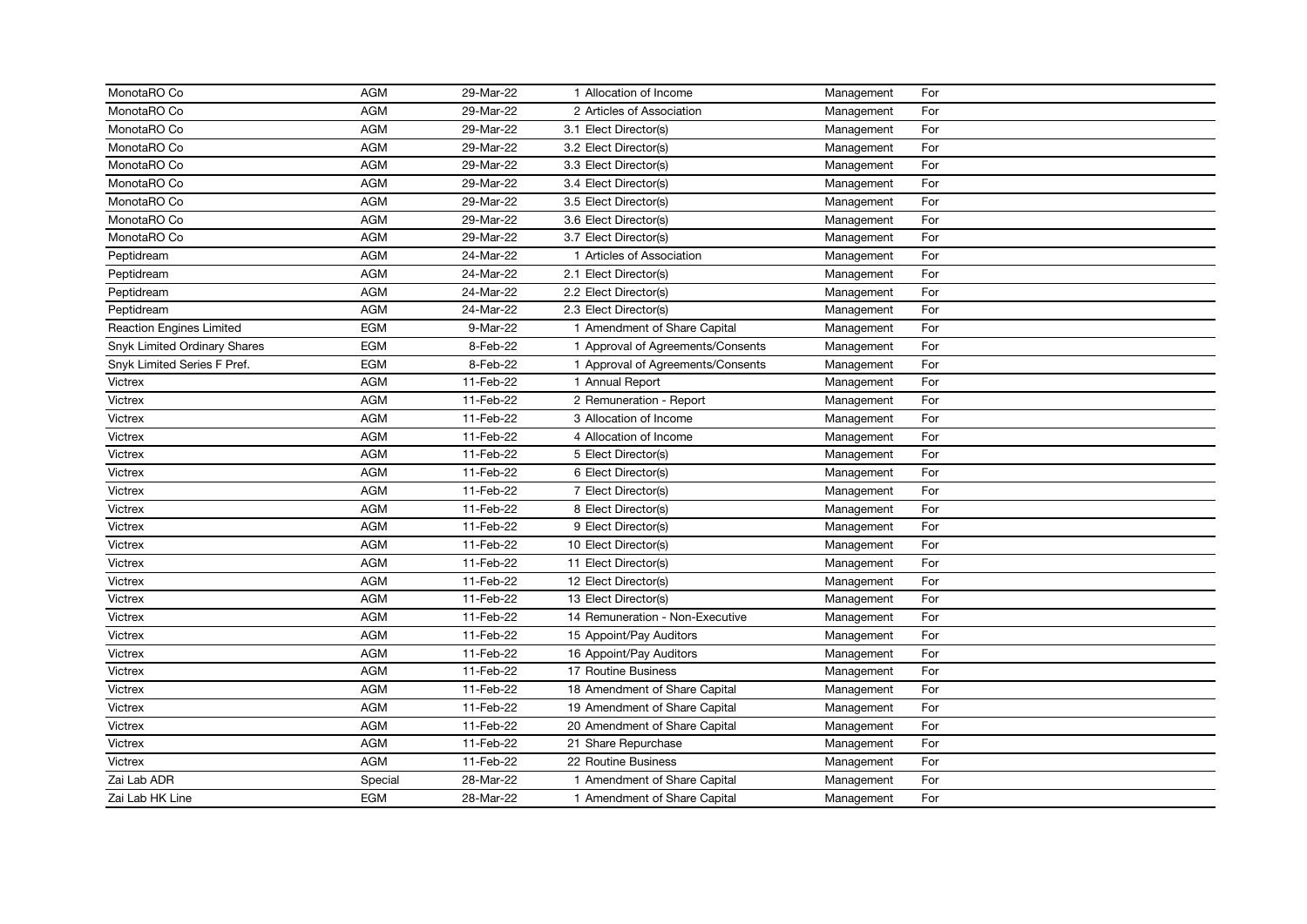| | | | | | |
|---|---|---|---|---|---|
| MonotaRO Co | AGM | 29-Mar-22 | 1 Allocation of Income | Management | For |
| MonotaRO Co | AGM | 29-Mar-22 | 2 Articles of Association | Management | For |
| MonotaRO Co | AGM | 29-Mar-22 | 3.1 Elect Director(s) | Management | For |
| MonotaRO Co | AGM | 29-Mar-22 | 3.2 Elect Director(s) | Management | For |
| MonotaRO Co | AGM | 29-Mar-22 | 3.3 Elect Director(s) | Management | For |
| MonotaRO Co | AGM | 29-Mar-22 | 3.4 Elect Director(s) | Management | For |
| MonotaRO Co | AGM | 29-Mar-22 | 3.5 Elect Director(s) | Management | For |
| MonotaRO Co | AGM | 29-Mar-22 | 3.6 Elect Director(s) | Management | For |
| MonotaRO Co | AGM | 29-Mar-22 | 3.7 Elect Director(s) | Management | For |
| Peptidream | AGM | 24-Mar-22 | 1 Articles of Association | Management | For |
| Peptidream | AGM | 24-Mar-22 | 2.1 Elect Director(s) | Management | For |
| Peptidream | AGM | 24-Mar-22 | 2.2 Elect Director(s) | Management | For |
| Peptidream | AGM | 24-Mar-22 | 2.3 Elect Director(s) | Management | For |
| Reaction Engines Limited | EGM | 9-Mar-22 | 1 Amendment of Share Capital | Management | For |
| Snyk Limited Ordinary Shares | EGM | 8-Feb-22 | 1 Approval of Agreements/Consents | Management | For |
| Snyk Limited Series F Pref. | EGM | 8-Feb-22 | 1 Approval of Agreements/Consents | Management | For |
| Victrex | AGM | 11-Feb-22 | 1 Annual Report | Management | For |
| Victrex | AGM | 11-Feb-22 | 2 Remuneration - Report | Management | For |
| Victrex | AGM | 11-Feb-22 | 3 Allocation of Income | Management | For |
| Victrex | AGM | 11-Feb-22 | 4 Allocation of Income | Management | For |
| Victrex | AGM | 11-Feb-22 | 5 Elect Director(s) | Management | For |
| Victrex | AGM | 11-Feb-22 | 6 Elect Director(s) | Management | For |
| Victrex | AGM | 11-Feb-22 | 7 Elect Director(s) | Management | For |
| Victrex | AGM | 11-Feb-22 | 8 Elect Director(s) | Management | For |
| Victrex | AGM | 11-Feb-22 | 9 Elect Director(s) | Management | For |
| Victrex | AGM | 11-Feb-22 | 10 Elect Director(s) | Management | For |
| Victrex | AGM | 11-Feb-22 | 11 Elect Director(s) | Management | For |
| Victrex | AGM | 11-Feb-22 | 12 Elect Director(s) | Management | For |
| Victrex | AGM | 11-Feb-22 | 13 Elect Director(s) | Management | For |
| Victrex | AGM | 11-Feb-22 | 14 Remuneration - Non-Executive | Management | For |
| Victrex | AGM | 11-Feb-22 | 15 Appoint/Pay Auditors | Management | For |
| Victrex | AGM | 11-Feb-22 | 16 Appoint/Pay Auditors | Management | For |
| Victrex | AGM | 11-Feb-22 | 17 Routine Business | Management | For |
| Victrex | AGM | 11-Feb-22 | 18 Amendment of Share Capital | Management | For |
| Victrex | AGM | 11-Feb-22 | 19 Amendment of Share Capital | Management | For |
| Victrex | AGM | 11-Feb-22 | 20 Amendment of Share Capital | Management | For |
| Victrex | AGM | 11-Feb-22 | 21 Share Repurchase | Management | For |
| Victrex | AGM | 11-Feb-22 | 22 Routine Business | Management | For |
| Zai Lab ADR | Special | 28-Mar-22 | 1 Amendment of Share Capital | Management | For |
| Zai Lab HK Line | EGM | 28-Mar-22 | 1 Amendment of Share Capital | Management | For |